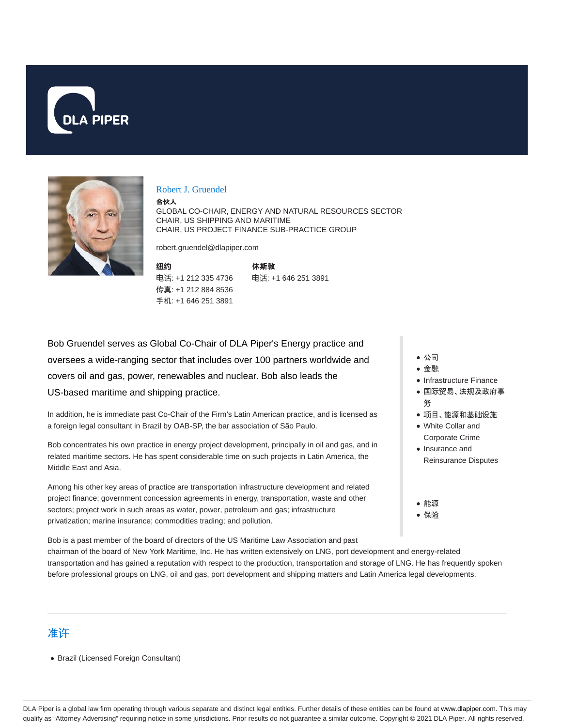DLA PIPER

## Robert J. Gruendel

**合伙人**

GLOBAL CO-CHAIR, ENERGY AND NATURAL RESOURCES SECTOR
CHAIR, US SHIPPING AND MARITIME
CHAIR, US PROJECT FINANCE SUB-PRACTICE GROUP

robert.gruendel@dlapiper.com

**纽约**
电话: +1 212 335 4736
传真: +1 212 884 8536
手机: +1 646 251 3891

**休斯敦**
电话: +1 646 251 3891

Bob Gruendel serves as Global Co-Chair of DLA Piper's Energy practice and oversees a wide-ranging sector that includes over 100 partners worldwide and covers oil and gas, power, renewables and nuclear. Bob also leads the US-based maritime and shipping practice.

In addition, he is immediate past Co-Chair of the Firm's Latin American practice, and is licensed as a foreign legal consultant in Brazil by OAB-SP, the bar association of São Paulo.

Bob concentrates his own practice in energy project development, principally in oil and gas, and in related maritime sectors. He has spent considerable time on such projects in Latin America, the Middle East and Asia.

Among his other key areas of practice are transportation infrastructure development and related project finance; government concession agreements in energy, transportation, waste and other sectors; project work in such areas as water, power, petroleum and gas; infrastructure privatization; marine insurance; commodities trading; and pollution.

Bob is a past member of the board of directors of the US Maritime Law Association and past chairman of the board of New York Maritime, Inc. He has written extensively on LNG, port development and energy-related transportation and has gained a reputation with respect to the production, transportation and storage of LNG. He has frequently spoken before professional groups on LNG, oil and gas, port development and shipping matters and Latin America legal developments.

- 公司
- 金融
- Infrastructure Finance
- 国际贸易、法规及政府事务
- 项目、能源和基础设施
- White Collar and Corporate Crime
- Insurance and Reinsurance Disputes

- 能源
- 保险

## 准许

- Brazil (Licensed Foreign Consultant)

DLA Piper is a global law firm operating through various separate and distinct legal entities. Further details of these entities can be found at www.dlapiper.com. This may qualify as "Attorney Advertising" requiring notice in some jurisdictions. Prior results do not guarantee a similar outcome. Copyright © 2021 DLA Piper. All rights reserved.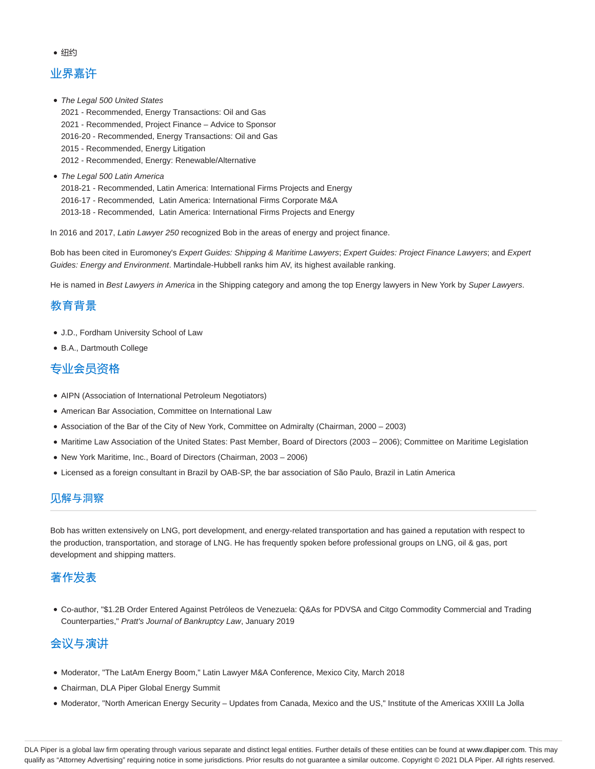- 纽约

## 业界嘉许

- *The Legal 500 United States*
  2021 - Recommended, Energy Transactions: Oil and Gas
  2021 - Recommended, Project Finance – Advice to Sponsor
  2016-20 - Recommended, Energy Transactions: Oil and Gas
  2015 - Recommended, Energy Litigation
  2012 - Recommended, Energy: Renewable/Alternative
- *The Legal 500 Latin America*
  2018-21 - Recommended, Latin America: International Firms Projects and Energy
  2016-17 - Recommended, Latin America: International Firms Corporate M&A
  2013-18 - Recommended, Latin America: International Firms Projects and Energy

In 2016 and 2017, *Latin Lawyer 250* recognized Bob in the areas of energy and project finance.

Bob has been cited in Euromoney's *Expert Guides: Shipping & Maritime Lawyers*; *Expert Guides: Project Finance Lawyers*; and *Expert Guides: Energy and Environment*. Martindale-Hubbell ranks him AV, its highest available ranking.

He is named in *Best Lawyers in America* in the Shipping category and among the top Energy lawyers in New York by *Super Lawyers*.

## 教育背景

- J.D., Fordham University School of Law
- B.A., Dartmouth College

## 专业会员资格

- AIPN (Association of International Petroleum Negotiators)
- American Bar Association, Committee on International Law
- Association of the Bar of the City of New York, Committee on Admiralty (Chairman, 2000 – 2003)
- Maritime Law Association of the United States: Past Member, Board of Directors (2003 – 2006); Committee on Maritime Legislation
- New York Maritime, Inc., Board of Directors (Chairman, 2003 – 2006)
- Licensed as a foreign consultant in Brazil by OAB-SP, the bar association of São Paulo, Brazil in Latin America

## 见解与洞察

Bob has written extensively on LNG, port development, and energy-related transportation and has gained a reputation with respect to the production, transportation, and storage of LNG. He has frequently spoken before professional groups on LNG, oil & gas, port development and shipping matters.

## 著作发表

- Co-author, "$1.2B Order Entered Against Petróleos de Venezuela: Q&As for PDVSA and Citgo Commodity Commercial and Trading Counterparties," *Pratt's Journal of Bankruptcy Law*, January 2019

## 会议与演讲

- Moderator, "The LatAm Energy Boom," Latin Lawyer M&A Conference, Mexico City, March 2018
- Chairman, DLA Piper Global Energy Summit
- Moderator, "North American Energy Security – Updates from Canada, Mexico and the US," Institute of the Americas XXIII La Jolla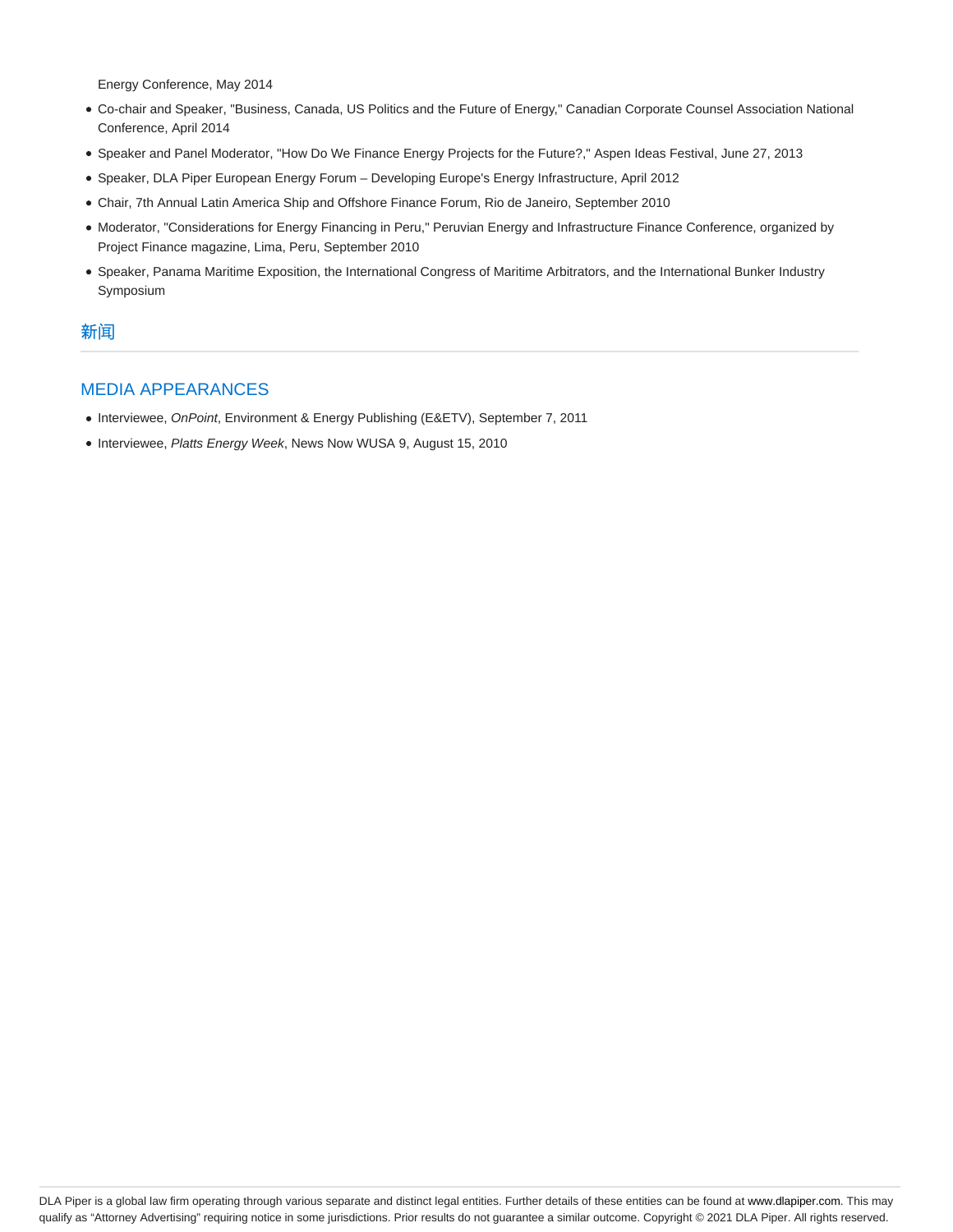Energy Conference, May 2014

- Co-chair and Speaker, "Business, Canada, US Politics and the Future of Energy," Canadian Corporate Counsel Association National Conference, April 2014
- Speaker and Panel Moderator, "How Do We Finance Energy Projects for the Future?," Aspen Ideas Festival, June 27, 2013
- Speaker, DLA Piper European Energy Forum – Developing Europe's Energy Infrastructure, April 2012
- Chair, 7th Annual Latin America Ship and Offshore Finance Forum, Rio de Janeiro, September 2010
- Moderator, "Considerations for Energy Financing in Peru," Peruvian Energy and Infrastructure Finance Conference, organized by Project Finance magazine, Lima, Peru, September 2010
- Speaker, Panama Maritime Exposition, the International Congress of Maritime Arbitrators, and the International Bunker Industry Symposium

## 新闻

### MEDIA APPEARANCES

- Interviewee, *OnPoint*, Environment & Energy Publishing (E&ETV), September 7, 2011
- Interviewee, *Platts Energy Week*, News Now WUSA 9, August 15, 2010

DLA Piper is a global law firm operating through various separate and distinct legal entities. Further details of these entities can be found at www.dlapiper.com. This may qualify as "Attorney Advertising" requiring notice in some jurisdictions. Prior results do not guarantee a similar outcome. Copyright © 2021 DLA Piper. All rights reserved.